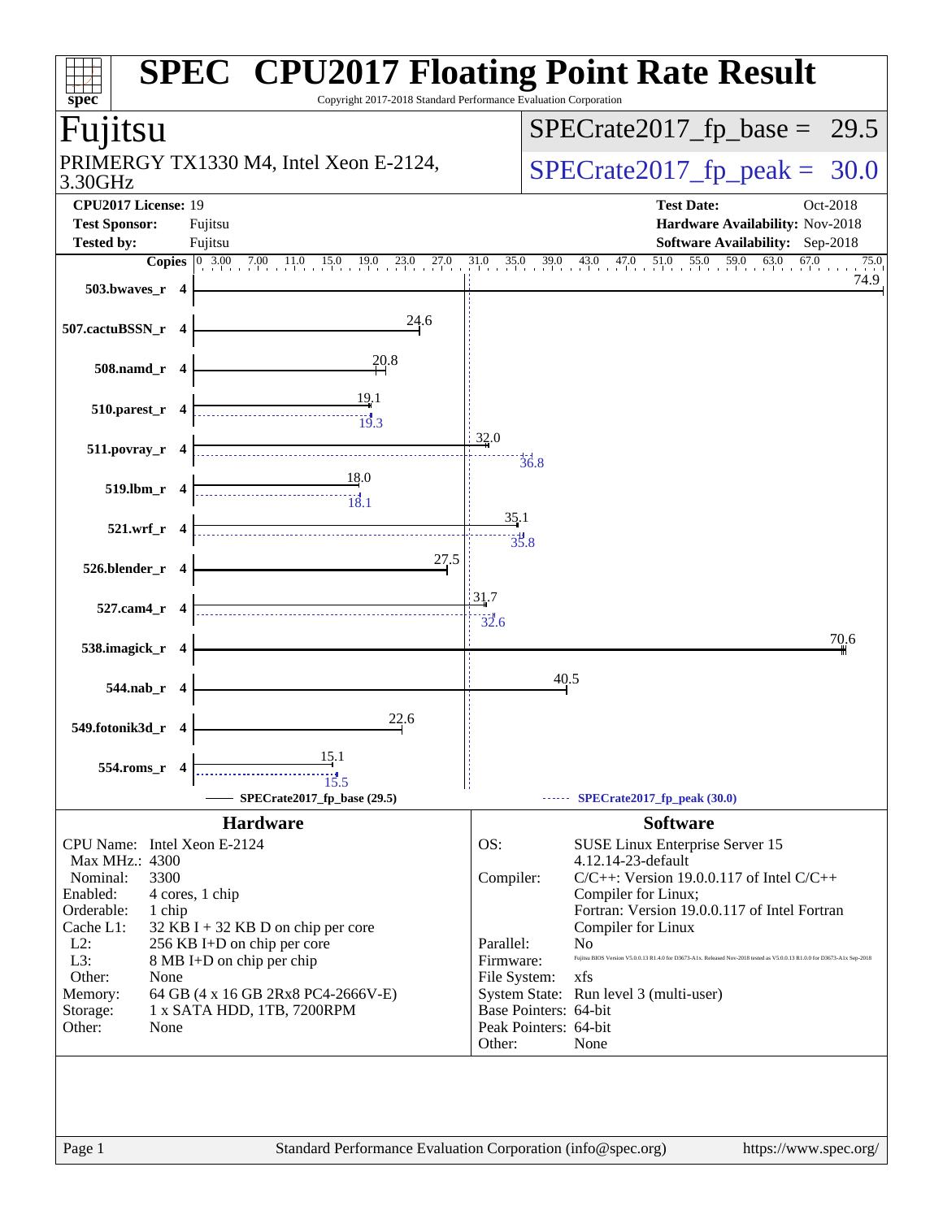# SPEC CPU2017 Floating Point Rate Result

Copyright 2017-2018 Standard Performance Evaluation Corporation

## Fujitsu

PRIMERGY TX1330 M4, Intel Xeon E-2124, 3.30GHz

SPECrate2017_fp_base = 29.5

SPECrate2017_fp_peak = 30.0

**CPU2017 License:** 19
**Test Sponsor:** Fujitsu
**Tested by:** Fujitsu

**Test Date:** Oct-2018
**Hardware Availability:** Nov-2018
**Software Availability:** Sep-2018

| Benchmark | Copies | Base | Peak |
|---|---|---|---|
| 503.bwaves_r | 4 | 74.9 | |
| 507.cactuBSSN_r | 4 | 24.6 | |
| 508.namd_r | 4 | 20.8 | |
| 510.parest_r | 4 | 19.1 | 19.3 |
| 511.povray_r | 4 | 32.0 | 36.8 |
| 519.lbm_r | 4 | 18.0 | 18.1 |
| 521.wrf_r | 4 | 35.1 | 35.8 |
| 526.blender_r | 4 | 27.5 | |
| 527.cam4_r | 4 | 31.7 | 32.6 |
| 538.imagick_r | 4 | 70.6 | |
| 544.nab_r | 4 | 40.5 | |
| 549.fotonik3d_r | 4 | 22.6 | |
| 554.roms_r | 4 | 15.1 | 15.5 |

SPECrate2017_fp_base (29.5) — SPECrate2017_fp_peak (30.0)

## Hardware

| | |
|---|---|
| CPU Name: | Intel Xeon E-2124 |
| Max MHz.: | 4300 |
| Nominal: | 3300 |
| Enabled: | 4 cores, 1 chip |
| Orderable: | 1 chip |
| Cache L1: | 32 KB I + 32 KB D on chip per core |
| L2: | 256 KB I+D on chip per core |
| L3: | 8 MB I+D on chip per chip |
| Other: | None |
| Memory: | 64 GB (4 x 16 GB 2Rx8 PC4-2666V-E) |
| Storage: | 1 x SATA HDD, 1TB, 7200RPM |
| Other: | None |

## Software

| | |
|---|---|
| OS: | SUSE Linux Enterprise Server 15 4.12.14-23-default |
| Compiler: | C/C++: Version 19.0.0.117 of Intel C/C++ Compiler for Linux; Fortran: Version 19.0.0.117 of Intel Fortran Compiler for Linux |
| Parallel: | No |
| Firmware: | Fujitsu BIOS Version V5.0.0.13 R1.4.0 for D3673-A1x. Released Nov-2018 tested as V5.0.0.13 R1.0.0 for D3673-A1x Sep-2018 |
| File System: | xfs |
| System State: | Run level 3 (multi-user) |
| Base Pointers: | 64-bit |
| Peak Pointers: | 64-bit |
| Other: | None |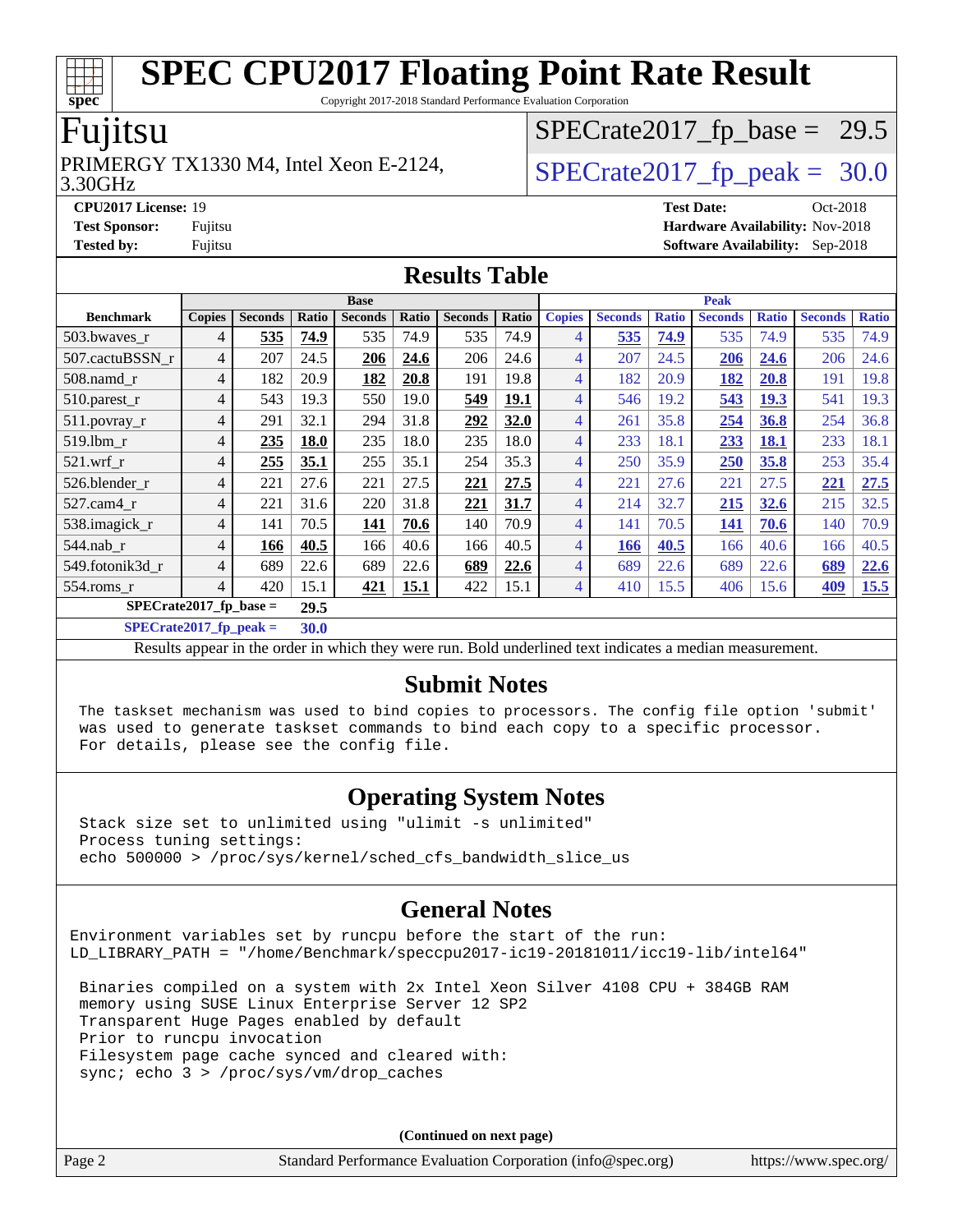# SPEC CPU2017 Floating Point Rate Result

Copyright 2017-2018 Standard Performance Evaluation Corporation

## Fujitsu

PRIMERGY TX1330 M4, Intel Xeon E-2124, 3.30GHz

SPECrate2017_fp_base = 29.5

SPECrate2017_fp_peak = 30.0

**CPU2017 License:** 19
**Test Sponsor:** Fujitsu
**Tested by:** Fujitsu

**Test Date:** Oct-2018
**Hardware Availability:** Nov-2018
**Software Availability:** Sep-2018

## Results Table

| Benchmark | Base | | | | | | | Peak | | | | | | |
|---|---|---|---|---|---|---|---|---|---|---|---|---|---|---|
| | Copies | Seconds | Ratio | Seconds | Ratio | Seconds | Ratio | Copies | Seconds | Ratio | Seconds | Ratio | Seconds | Ratio |
| 503.bwaves_r | 4 | **535** | **74.9** | 535 | 74.9 | 535 | 74.9 | 4 | **535** | **74.9** | 535 | 74.9 | 535 | 74.9 |
| 507.cactuBSSN_r | 4 | 207 | 24.5 | **206** | **24.6** | 206 | 24.6 | 4 | 207 | 24.5 | **206** | **24.6** | 206 | 24.6 |
| 508.namd_r | 4 | 182 | 20.9 | **182** | **20.8** | 191 | 19.8 | 4 | 182 | 20.9 | **182** | **20.8** | 191 | 19.8 |
| 510.parest_r | 4 | 543 | 19.3 | 550 | 19.0 | **549** | **19.1** | 4 | 546 | 19.2 | **543** | **19.3** | 541 | 19.3 |
| 511.povray_r | 4 | 291 | 32.1 | 294 | 31.8 | **292** | **32.0** | 4 | 261 | 35.8 | **254** | **36.8** | 254 | 36.8 |
| 519.lbm_r | 4 | **235** | **18.0** | 235 | 18.0 | 235 | 18.0 | 4 | 233 | 18.1 | **233** | **18.1** | 233 | 18.1 |
| 521.wrf_r | 4 | **255** | **35.1** | 255 | 35.1 | 254 | 35.3 | 4 | 250 | 35.9 | **250** | **35.8** | 253 | 35.4 |
| 526.blender_r | 4 | 221 | 27.6 | 221 | 27.5 | **221** | **27.5** | 4 | 221 | 27.6 | 221 | 27.5 | **221** | **27.5** |
| 527.cam4_r | 4 | 221 | 31.6 | 220 | 31.8 | **221** | **31.7** | 4 | 214 | 32.7 | **215** | **32.6** | 215 | 32.5 |
| 538.imagick_r | 4 | 141 | 70.5 | **141** | **70.6** | 140 | 70.9 | 4 | 141 | 70.5 | **141** | **70.6** | 140 | 70.9 |
| 544.nab_r | 4 | **166** | **40.5** | 166 | 40.6 | 166 | 40.5 | 4 | **166** | **40.5** | 166 | 40.6 | 166 | 40.5 |
| 549.fotonik3d_r | 4 | 689 | 22.6 | 689 | 22.6 | **689** | **22.6** | 4 | 689 | 22.6 | 689 | 22.6 | **689** | **22.6** |
| 554.roms_r | 4 | 420 | 15.1 | **421** | **15.1** | 422 | 15.1 | 4 | 410 | 15.5 | 406 | 15.6 | **409** | **15.5** |

**SPECrate2017_fp_base = 29.5**

**SPECrate2017_fp_peak = 30.0**

Results appear in the order in which they were run. Bold underlined text indicates a median measurement.

## Submit Notes

```
The taskset mechanism was used to bind copies to processors. The config file option 'submit'
was used to generate taskset commands to bind each copy to a specific processor.
For details, please see the config file.
```

## Operating System Notes

```
Stack size set to unlimited using "ulimit -s unlimited"
Process tuning settings:
echo 500000 > /proc/sys/kernel/sched_cfs_bandwidth_slice_us
```

## General Notes

```
Environment variables set by runcpu before the start of the run:
LD_LIBRARY_PATH = "/home/Benchmark/speccpu2017-ic19-20181011/icc19-lib/intel64"

 Binaries compiled on a system with 2x Intel Xeon Silver 4108 CPU + 384GB RAM
 memory using SUSE Linux Enterprise Server 12 SP2
 Transparent Huge Pages enabled by default
 Prior to runcpu invocation
 Filesystem page cache synced and cleared with:
 sync; echo 3 > /proc/sys/vm/drop_caches
```

**(Continued on next page)**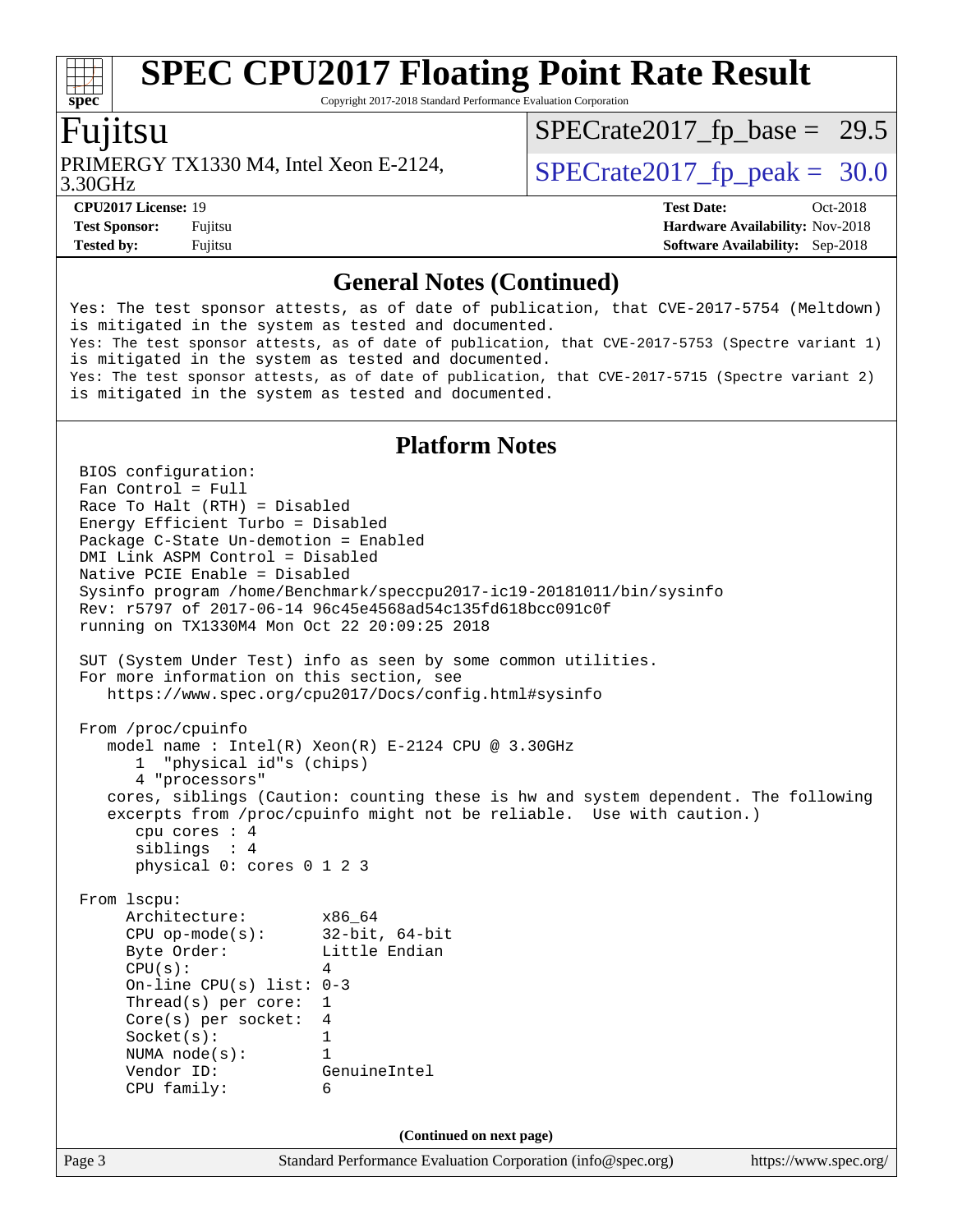## General Notes (Continued)

```
Yes: The test sponsor attests, as of date of publication, that CVE-2017-5754 (Meltdown)
is mitigated in the system as tested and documented.
Yes: The test sponsor attests, as of date of publication, that CVE-2017-5753 (Spectre variant 1)
is mitigated in the system as tested and documented.
Yes: The test sponsor attests, as of date of publication, that CVE-2017-5715 (Spectre variant 2)
is mitigated in the system as tested and documented.
```

## Platform Notes

```
BIOS configuration:
Fan Control = Full
Race To Halt (RTH) = Disabled
Energy Efficient Turbo = Disabled
Package C-State Un-demotion = Enabled
DMI Link ASPM Control = Disabled
Native PCIE Enable = Disabled
Sysinfo program /home/Benchmark/speccpu2017-ic19-20181011/bin/sysinfo
Rev: r5797 of 2017-06-14 96c45e4568ad54c135fd618bcc091c0f
running on TX1330M4 Mon Oct 22 20:09:25 2018

SUT (System Under Test) info as seen by some common utilities.
For more information on this section, see
   https://www.spec.org/cpu2017/Docs/config.html#sysinfo

From /proc/cpuinfo
   model name : Intel(R) Xeon(R) E-2124 CPU @ 3.30GHz
      1  "physical id"s (chips)
      4 "processors"
   cores, siblings (Caution: counting these is hw and system dependent. The following
   excerpts from /proc/cpuinfo might not be reliable.  Use with caution.)
      cpu cores : 4
      siblings  : 4
      physical 0: cores 0 1 2 3

From lscpu:
     Architecture:          x86_64
     CPU op-mode(s):        32-bit, 64-bit
     Byte Order:            Little Endian
     CPU(s):                4
     On-line CPU(s) list: 0-3
     Thread(s) per core:  1
     Core(s) per socket:  4
     Socket(s):             1
     NUMA node(s):          1
     Vendor ID:             GenuineIntel
     CPU family:            6
```

(Continued on next page)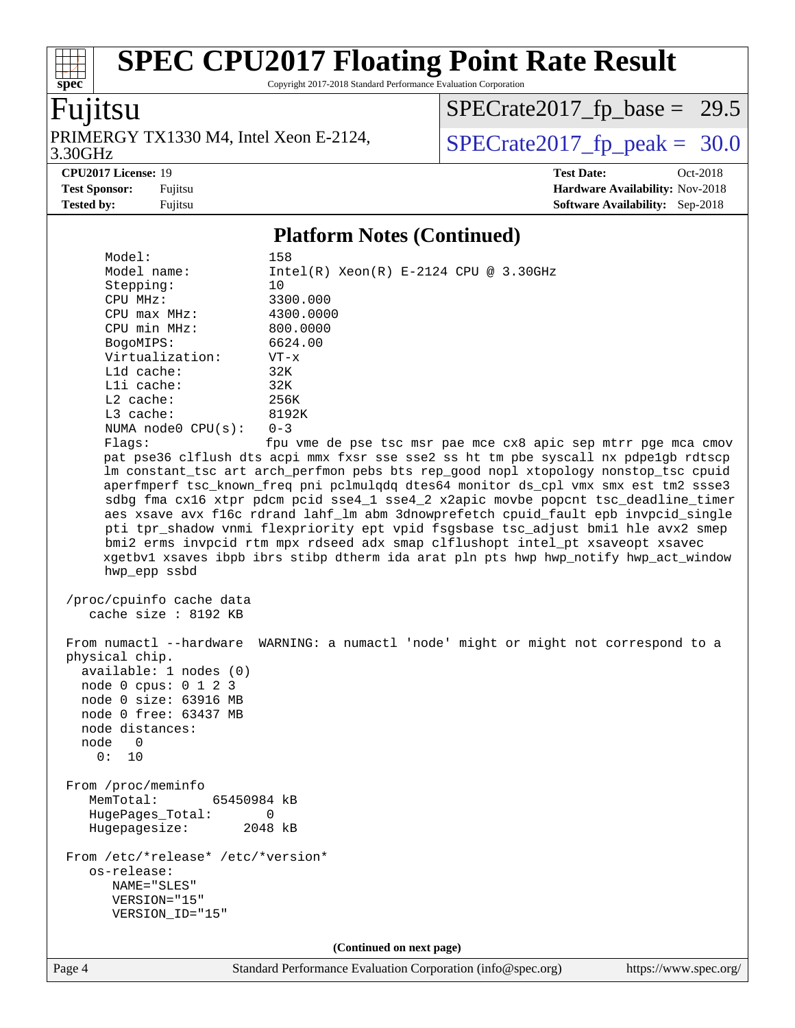## Platform Notes (Continued)

```
    Model:                 158
    Model name:            Intel(R) Xeon(R) E-2124 CPU @ 3.30GHz
    Stepping:              10
    CPU MHz:               3300.000
    CPU max MHz:           4300.0000
    CPU min MHz:           800.0000
    BogoMIPS:              6624.00
    Virtualization:        VT-x
    L1d cache:             32K
    L1i cache:             32K
    L2 cache:              256K
    L3 cache:              8192K
    NUMA node0 CPU(s):     0-3
    Flags:                 fpu vme de pse tsc msr pae mce cx8 apic sep mtrr pge mca cmov
    pat pse36 clflush dts acpi mmx fxsr sse sse2 ss ht tm pbe syscall nx pdpe1gb rdtscp
    lm constant_tsc art arch_perfmon pebs bts rep_good nopl xtopology nonstop_tsc cpuid
    aperfmperf tsc_known_freq pni pclmulqdq dtes64 monitor ds_cpl vmx smx est tm2 ssse3
    sdbg fma cx16 xtpr pdcm pcid sse4_1 sse4_2 x2apic movbe popcnt tsc_deadline_timer
    aes xsave avx f16c rdrand lahf_lm abm 3dnowprefetch cpuid_fault epb invpcid_single
    pti tpr_shadow vnmi flexpriority ept vpid fsgsbase tsc_adjust bmi1 hle avx2 smep
    bmi2 erms invpcid rtm mpx rdseed adx smap clflushopt intel_pt xsaveopt xsavec
    xgetbv1 xsaves ibpb ibrs stibp dtherm ida arat pln pts hwp hwp_notify hwp_act_window
    hwp_epp ssbd

 /proc/cpuinfo cache data
    cache size : 8192 KB

 From numactl --hardware  WARNING: a numactl 'node' might or might not correspond to a
 physical chip.
   available: 1 nodes (0)
   node 0 cpus: 0 1 2 3
   node 0 size: 63916 MB
   node 0 free: 63437 MB
   node distances:
   node   0
     0:  10

 From /proc/meminfo
    MemTotal:       65450984 kB
    HugePages_Total:       0
    Hugepagesize:       2048 kB

 From /etc/*release* /etc/*version*
    os-release:
       NAME="SLES"
       VERSION="15"
       VERSION_ID="15"
```

(Continued on next page)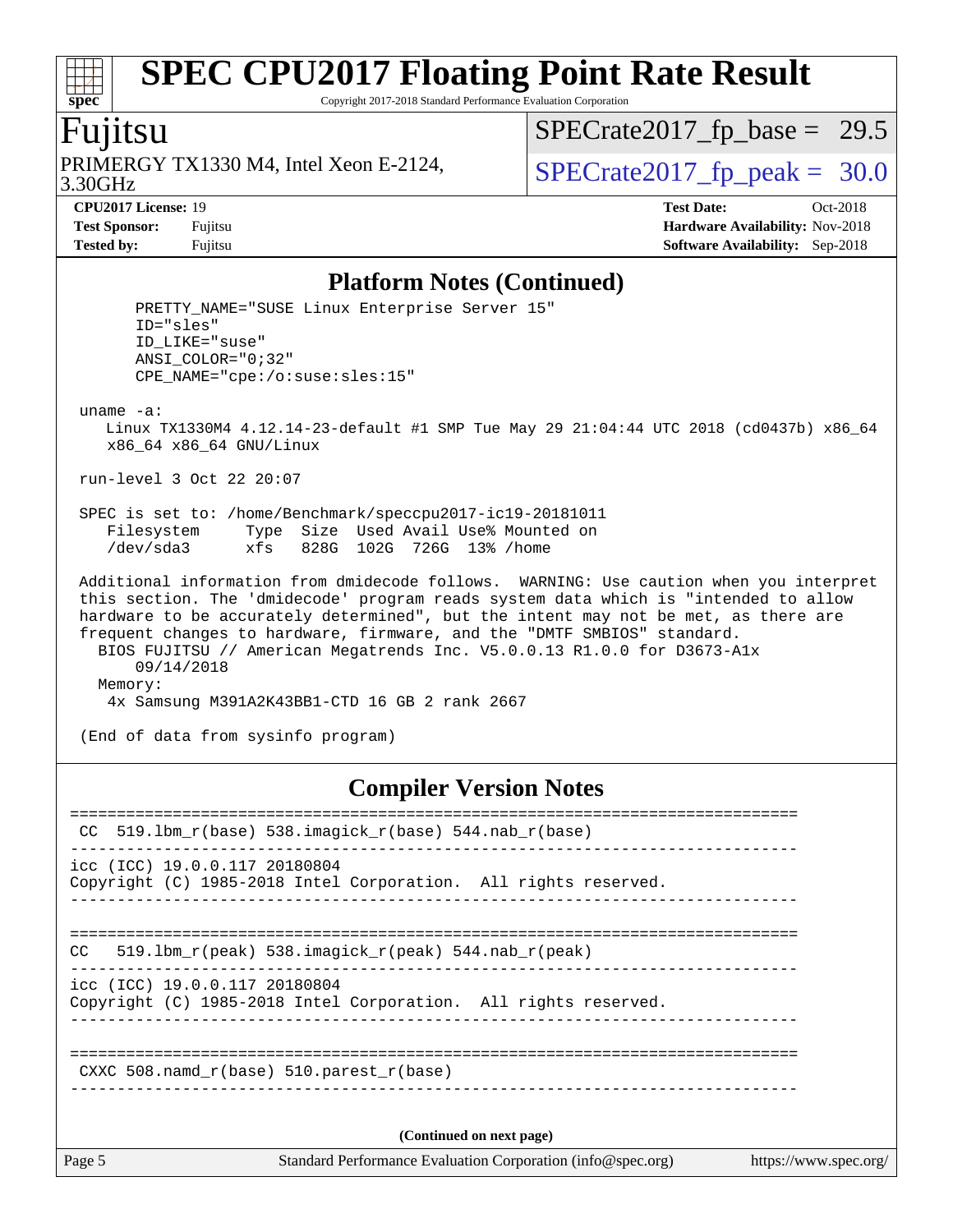# SPEC CPU2017 Floating Point Rate Result

Copyright 2017-2018 Standard Performance Evaluation Corporation

## Fujitsu

PRIMERGY TX1330 M4, Intel Xeon E-2124, 3.30GHz

SPECrate2017_fp_base = 29.5

SPECrate2017_fp_peak = 30.0

**CPU2017 License:** 19
**Test Sponsor:** Fujitsu
**Tested by:** Fujitsu

**Test Date:** Oct-2018
**Hardware Availability:** Nov-2018
**Software Availability:** Sep-2018

## Platform Notes (Continued)

```
       PRETTY_NAME="SUSE Linux Enterprise Server 15"
       ID="sles"
       ID_LIKE="suse"
       ANSI_COLOR="0;32"
       CPE_NAME="cpe:/o:suse:sles:15"

 uname -a:
    Linux TX1330M4 4.12.14-23-default #1 SMP Tue May 29 21:04:44 UTC 2018 (cd0437b) x86_64
    x86_64 x86_64 GNU/Linux

 run-level 3 Oct 22 20:07

 SPEC is set to: /home/Benchmark/speccpu2017-ic19-20181011
    Filesystem     Type  Size  Used Avail Use% Mounted on
    /dev/sda3      xfs   828G  102G  726G  13% /home

 Additional information from dmidecode follows.  WARNING: Use caution when you interpret
 this section. The 'dmidecode' program reads system data which is "intended to allow
 hardware to be accurately determined", but the intent may not be met, as there are
 frequent changes to hardware, firmware, and the "DMTF SMBIOS" standard.
   BIOS FUJITSU // American Megatrends Inc. V5.0.0.13 R1.0.0 for D3673-A1x
       09/14/2018
   Memory:
    4x Samsung M391A2K43BB1-CTD 16 GB 2 rank 2667

 (End of data from sysinfo program)
```

## Compiler Version Notes

```
==============================================================================
 CC  519.lbm_r(base) 538.imagick_r(base) 544.nab_r(base)
------------------------------------------------------------------------------
icc (ICC) 19.0.0.117 20180804
Copyright (C) 1985-2018 Intel Corporation.  All rights reserved.
------------------------------------------------------------------------------

==============================================================================
CC   519.lbm_r(peak) 538.imagick_r(peak) 544.nab_r(peak)
------------------------------------------------------------------------------
icc (ICC) 19.0.0.117 20180804
Copyright (C) 1985-2018 Intel Corporation.  All rights reserved.
------------------------------------------------------------------------------

==============================================================================
 CXXC 508.namd_r(base) 510.parest_r(base)
------------------------------------------------------------------------------
```

**(Continued on next page)**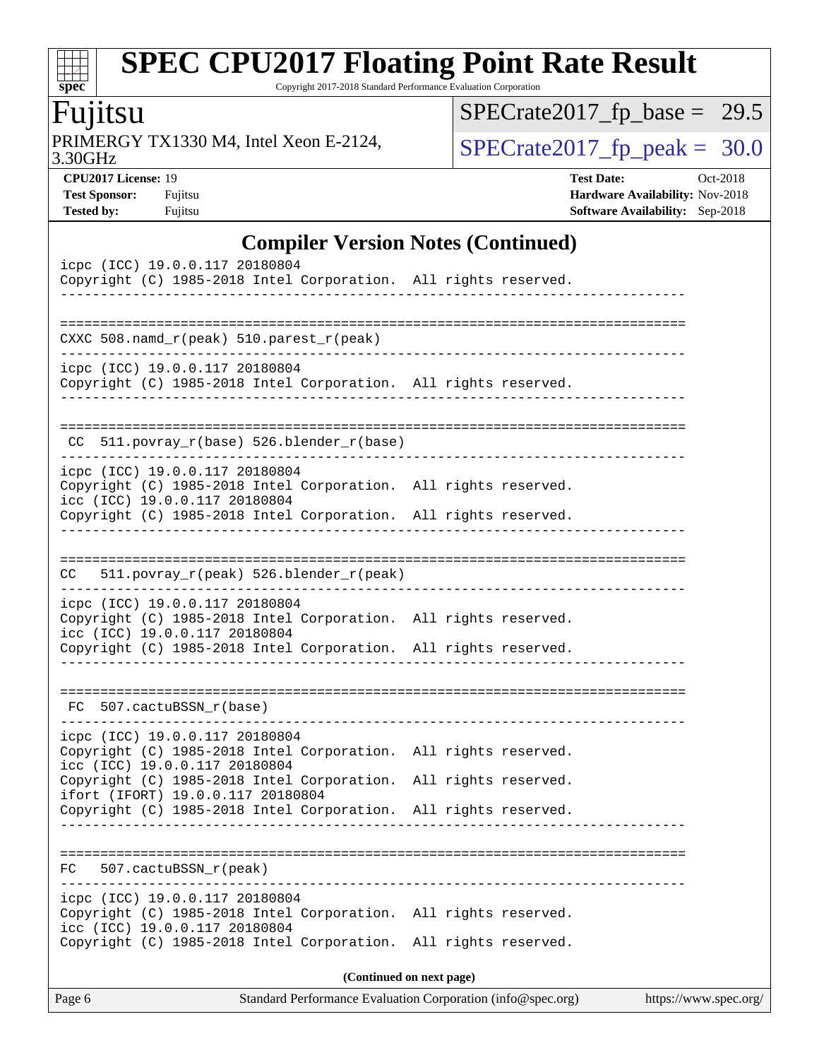# SPEC CPU2017 Floating Point Rate Result

Copyright 2017-2018 Standard Performance Evaluation Corporation

**Fujitsu**

PRIMERGY TX1330 M4, Intel Xeon E-2124, 3.30GHz

SPECrate2017_fp_base = 29.5

SPECrate2017_fp_peak = 30.0

**CPU2017 License:** 19
**Test Sponsor:** Fujitsu
**Tested by:** Fujitsu

**Test Date:** Oct-2018
**Hardware Availability:** Nov-2018
**Software Availability:** Sep-2018

## Compiler Version Notes (Continued)

```
icpc (ICC) 19.0.0.117 20180804
Copyright (C) 1985-2018 Intel Corporation.  All rights reserved.
------------------------------------------------------------------------------

==============================================================================
CXXC 508.namd_r(peak) 510.parest_r(peak)
------------------------------------------------------------------------------
icpc (ICC) 19.0.0.117 20180804
Copyright (C) 1985-2018 Intel Corporation.  All rights reserved.
------------------------------------------------------------------------------

==============================================================================
 CC  511.povray_r(base) 526.blender_r(base)
------------------------------------------------------------------------------
icpc (ICC) 19.0.0.117 20180804
Copyright (C) 1985-2018 Intel Corporation.  All rights reserved.
icc (ICC) 19.0.0.117 20180804
Copyright (C) 1985-2018 Intel Corporation.  All rights reserved.
------------------------------------------------------------------------------

==============================================================================
CC   511.povray_r(peak) 526.blender_r(peak)
------------------------------------------------------------------------------
icpc (ICC) 19.0.0.117 20180804
Copyright (C) 1985-2018 Intel Corporation.  All rights reserved.
icc (ICC) 19.0.0.117 20180804
Copyright (C) 1985-2018 Intel Corporation.  All rights reserved.
------------------------------------------------------------------------------

==============================================================================
 FC  507.cactuBSSN_r(base)
------------------------------------------------------------------------------
icpc (ICC) 19.0.0.117 20180804
Copyright (C) 1985-2018 Intel Corporation.  All rights reserved.
icc (ICC) 19.0.0.117 20180804
Copyright (C) 1985-2018 Intel Corporation.  All rights reserved.
ifort (IFORT) 19.0.0.117 20180804
Copyright (C) 1985-2018 Intel Corporation.  All rights reserved.
------------------------------------------------------------------------------

==============================================================================
FC   507.cactuBSSN_r(peak)
------------------------------------------------------------------------------
icpc (ICC) 19.0.0.117 20180804
Copyright (C) 1985-2018 Intel Corporation.  All rights reserved.
icc (ICC) 19.0.0.117 20180804
Copyright (C) 1985-2018 Intel Corporation.  All rights reserved.
```

**(Continued on next page)**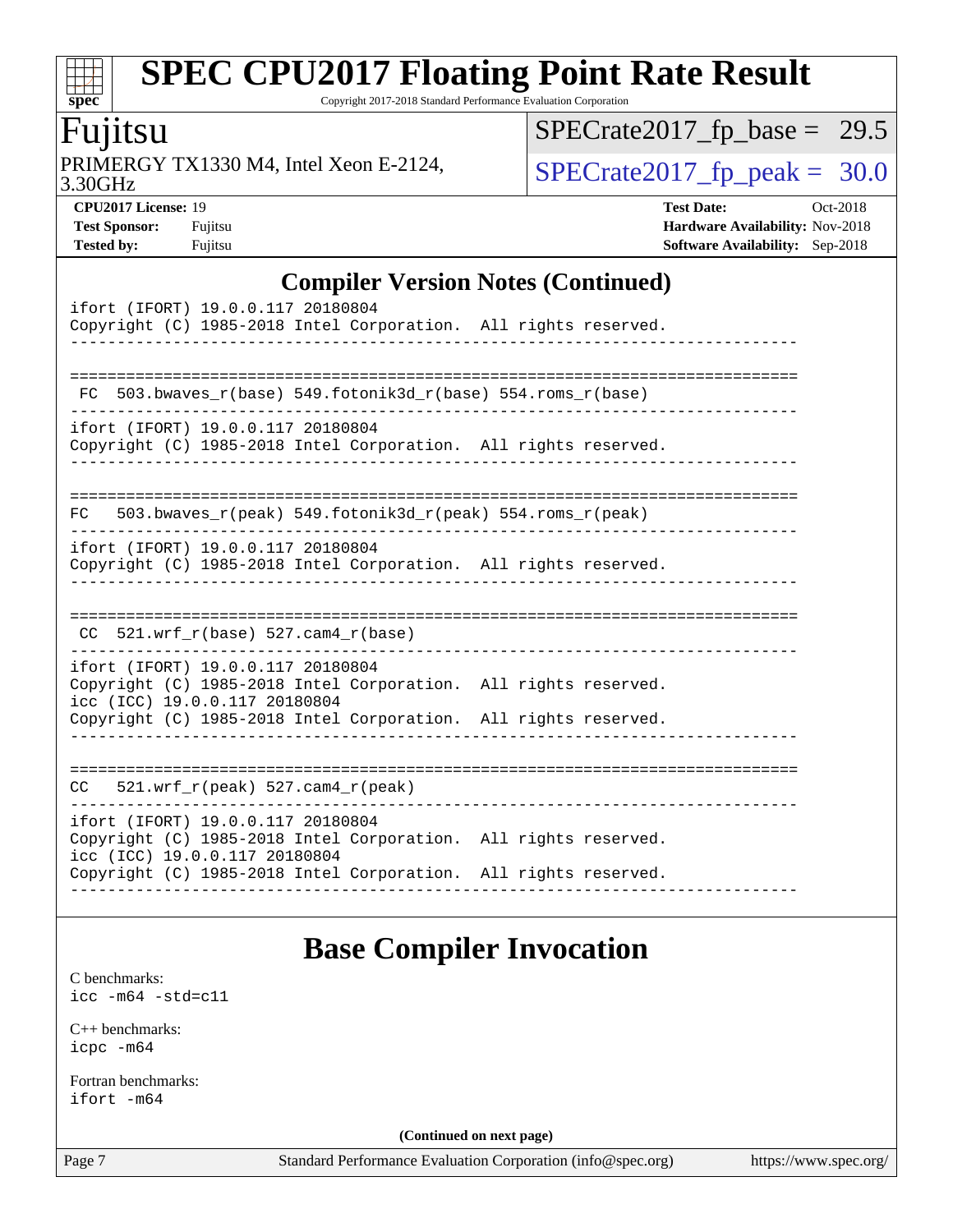## Compiler Version Notes (Continued)

```
ifort (IFORT) 19.0.0.117 20180804
Copyright (C) 1985-2018 Intel Corporation.  All rights reserved.
------------------------------------------------------------------------------

==============================================================================
 FC  503.bwaves_r(base) 549.fotonik3d_r(base) 554.roms_r(base)
------------------------------------------------------------------------------
ifort (IFORT) 19.0.0.117 20180804
Copyright (C) 1985-2018 Intel Corporation.  All rights reserved.
------------------------------------------------------------------------------

==============================================================================
FC   503.bwaves_r(peak) 549.fotonik3d_r(peak) 554.roms_r(peak)
------------------------------------------------------------------------------
ifort (IFORT) 19.0.0.117 20180804
Copyright (C) 1985-2018 Intel Corporation.  All rights reserved.
------------------------------------------------------------------------------

==============================================================================
 CC  521.wrf_r(base) 527.cam4_r(base)
------------------------------------------------------------------------------
ifort (IFORT) 19.0.0.117 20180804
Copyright (C) 1985-2018 Intel Corporation.  All rights reserved.
icc (ICC) 19.0.0.117 20180804
Copyright (C) 1985-2018 Intel Corporation.  All rights reserved.
------------------------------------------------------------------------------

==============================================================================
CC   521.wrf_r(peak) 527.cam4_r(peak)
------------------------------------------------------------------------------
ifort (IFORT) 19.0.0.117 20180804
Copyright (C) 1985-2018 Intel Corporation.  All rights reserved.
icc (ICC) 19.0.0.117 20180804
Copyright (C) 1985-2018 Intel Corporation.  All rights reserved.
------------------------------------------------------------------------------
```

## Base Compiler Invocation

C benchmarks:
`icc -m64 -std=c11`

C++ benchmarks:
`icpc -m64`

Fortran benchmarks:
`ifort -m64`

**(Continued on next page)**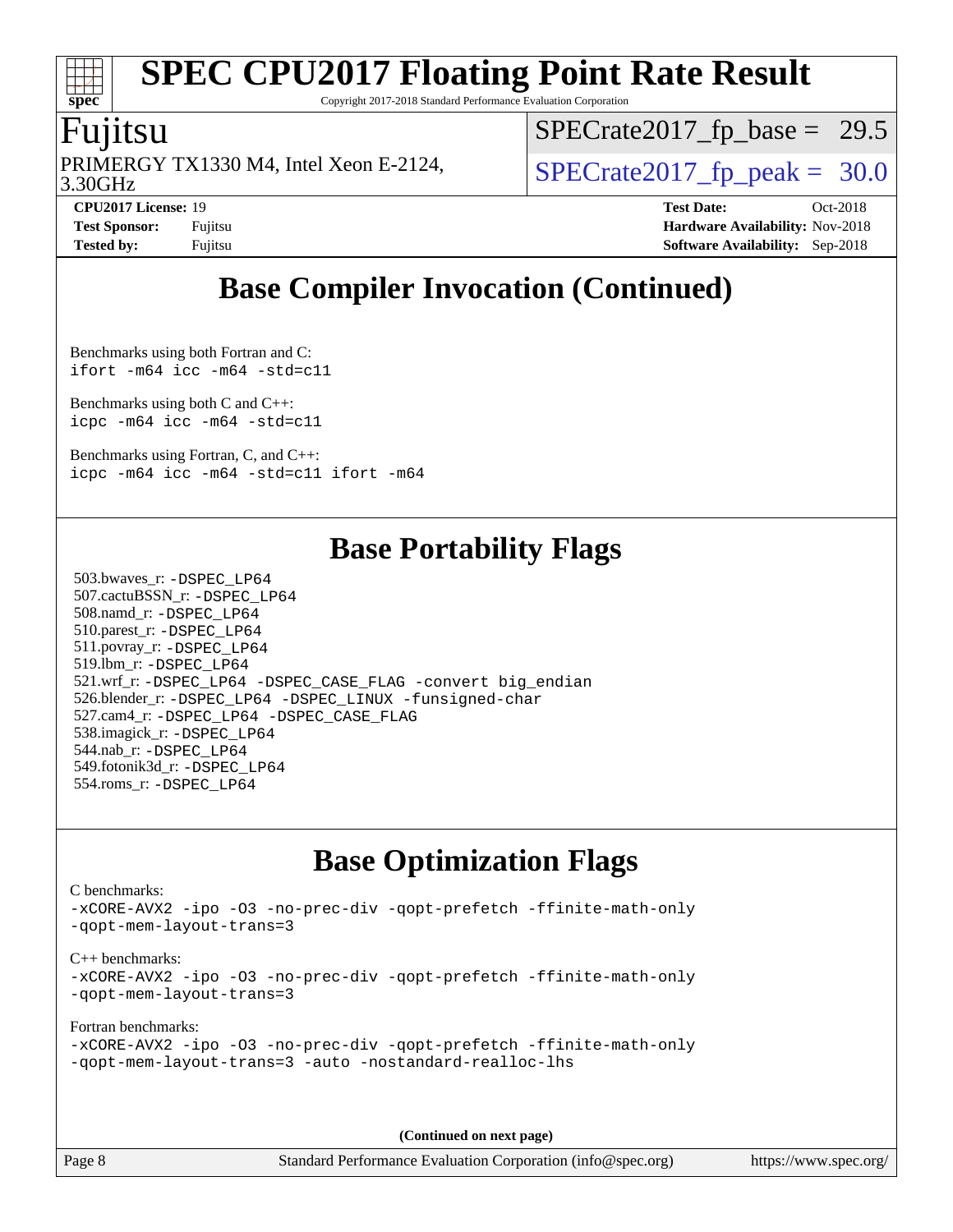## Base Compiler Invocation (Continued)

Benchmarks using both Fortran and C:
`ifort -m64 icc -m64 -std=c11`

Benchmarks using both C and C++:
`icpc -m64 icc -m64 -std=c11`

Benchmarks using Fortran, C, and C++:
`icpc -m64 icc -m64 -std=c11 ifort -m64`

## Base Portability Flags

503.bwaves_r: `-DSPEC_LP64`
507.cactuBSSN_r: `-DSPEC_LP64`
508.namd_r: `-DSPEC_LP64`
510.parest_r: `-DSPEC_LP64`
511.povray_r: `-DSPEC_LP64`
519.lbm_r: `-DSPEC_LP64`
521.wrf_r: `-DSPEC_LP64 -DSPEC_CASE_FLAG -convert big_endian`
526.blender_r: `-DSPEC_LP64 -DSPEC_LINUX -funsigned-char`
527.cam4_r: `-DSPEC_LP64 -DSPEC_CASE_FLAG`
538.imagick_r: `-DSPEC_LP64`
544.nab_r: `-DSPEC_LP64`
549.fotonik3d_r: `-DSPEC_LP64`
554.roms_r: `-DSPEC_LP64`

## Base Optimization Flags

C benchmarks:
`-xCORE-AVX2 -ipo -O3 -no-prec-div -qopt-prefetch -ffinite-math-only -qopt-mem-layout-trans=3`

C++ benchmarks:
`-xCORE-AVX2 -ipo -O3 -no-prec-div -qopt-prefetch -ffinite-math-only -qopt-mem-layout-trans=3`

Fortran benchmarks:
`-xCORE-AVX2 -ipo -O3 -no-prec-div -qopt-prefetch -ffinite-math-only -qopt-mem-layout-trans=3 -auto -nostandard-realloc-lhs`

**(Continued on next page)**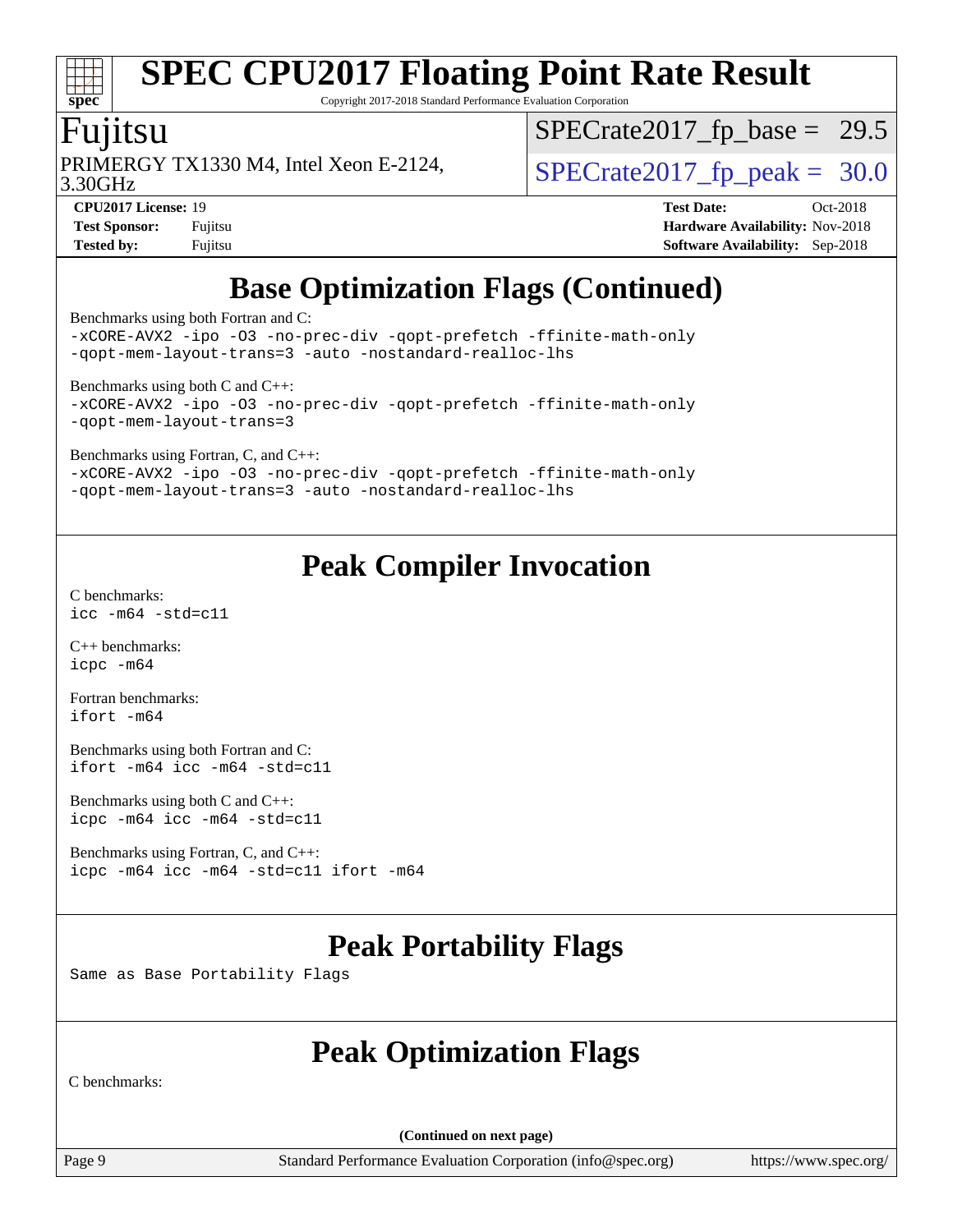# SPEC CPU2017 Floating Point Rate Result

Copyright 2017-2018 Standard Performance Evaluation Corporation

## Fujitsu

PRIMERGY TX1330 M4, Intel Xeon E-2124, 3.30GHz

SPECrate2017_fp_base = 29.5

SPECrate2017_fp_peak = 30.0

| | | | |
|---|---|---|---|
| **CPU2017 License:** | 19 | **Test Date:** | Oct-2018 |
| **Test Sponsor:** | Fujitsu | **Hardware Availability:** | Nov-2018 |
| **Tested by:** | Fujitsu | **Software Availability:** | Sep-2018 |

## Base Optimization Flags (Continued)

Benchmarks using both Fortran and C:

```
-xCORE-AVX2 -ipo -O3 -no-prec-div -qopt-prefetch -ffinite-math-only
-qopt-mem-layout-trans=3 -auto -nostandard-realloc-lhs
```

Benchmarks using both C and C++:

```
-xCORE-AVX2 -ipo -O3 -no-prec-div -qopt-prefetch -ffinite-math-only
-qopt-mem-layout-trans=3
```

Benchmarks using Fortran, C, and C++:

```
-xCORE-AVX2 -ipo -O3 -no-prec-div -qopt-prefetch -ffinite-math-only
-qopt-mem-layout-trans=3 -auto -nostandard-realloc-lhs
```

## Peak Compiler Invocation

C benchmarks:

```
icc -m64 -std=c11
```

C++ benchmarks:

```
icpc -m64
```

Fortran benchmarks:

```
ifort -m64
```

Benchmarks using both Fortran and C:

```
ifort -m64 icc -m64 -std=c11
```

Benchmarks using both C and C++:

```
icpc -m64 icc -m64 -std=c11
```

Benchmarks using Fortran, C, and C++:

```
icpc -m64 icc -m64 -std=c11 ifort -m64
```

## Peak Portability Flags

Same as Base Portability Flags

## Peak Optimization Flags

C benchmarks:

(Continued on next page)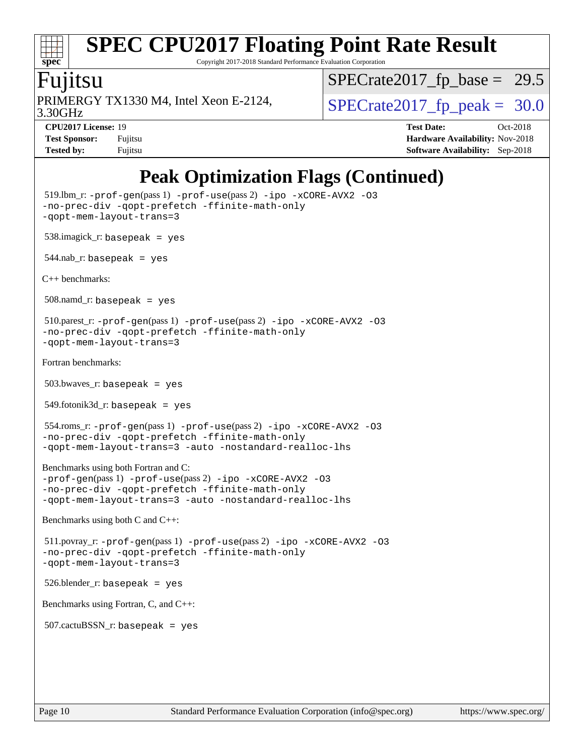# SPEC CPU2017 Floating Point Rate Result

Copyright 2017-2018 Standard Performance Evaluation Corporation

**Fujitsu**

PRIMERGY TX1330 M4, Intel Xeon E-2124, 3.30GHz

SPECrate2017_fp_base = 29.5

SPECrate2017_fp_peak = 30.0

| | | | |
|---|---|---|---|
| **CPU2017 License:** | 19 | **Test Date:** | Oct-2018 |
| **Test Sponsor:** | Fujitsu | **Hardware Availability:** | Nov-2018 |
| **Tested by:** | Fujitsu | **Software Availability:** | Sep-2018 |

## Peak Optimization Flags (Continued)

519.lbm_r: `-prof-gen`(pass 1) `-prof-use`(pass 2) `-ipo -xCORE-AVX2 -O3 -no-prec-div -qopt-prefetch -ffinite-math-only -qopt-mem-layout-trans=3`

538.imagick_r: `basepeak = yes`

544.nab_r: `basepeak = yes`

C++ benchmarks:

508.namd_r: `basepeak = yes`

510.parest_r: `-prof-gen`(pass 1) `-prof-use`(pass 2) `-ipo -xCORE-AVX2 -O3 -no-prec-div -qopt-prefetch -ffinite-math-only -qopt-mem-layout-trans=3`

Fortran benchmarks:

503.bwaves_r: `basepeak = yes`

549.fotonik3d_r: `basepeak = yes`

554.roms_r: `-prof-gen`(pass 1) `-prof-use`(pass 2) `-ipo -xCORE-AVX2 -O3 -no-prec-div -qopt-prefetch -ffinite-math-only -qopt-mem-layout-trans=3 -auto -nostandard-realloc-lhs`

Benchmarks using both Fortran and C:
`-prof-gen`(pass 1) `-prof-use`(pass 2) `-ipo -xCORE-AVX2 -O3 -no-prec-div -qopt-prefetch -ffinite-math-only -qopt-mem-layout-trans=3 -auto -nostandard-realloc-lhs`

Benchmarks using both C and C++:

511.povray_r: `-prof-gen`(pass 1) `-prof-use`(pass 2) `-ipo -xCORE-AVX2 -O3 -no-prec-div -qopt-prefetch -ffinite-math-only -qopt-mem-layout-trans=3`

526.blender_r: `basepeak = yes`

Benchmarks using Fortran, C, and C++:

507.cactuBSSN_r: `basepeak = yes`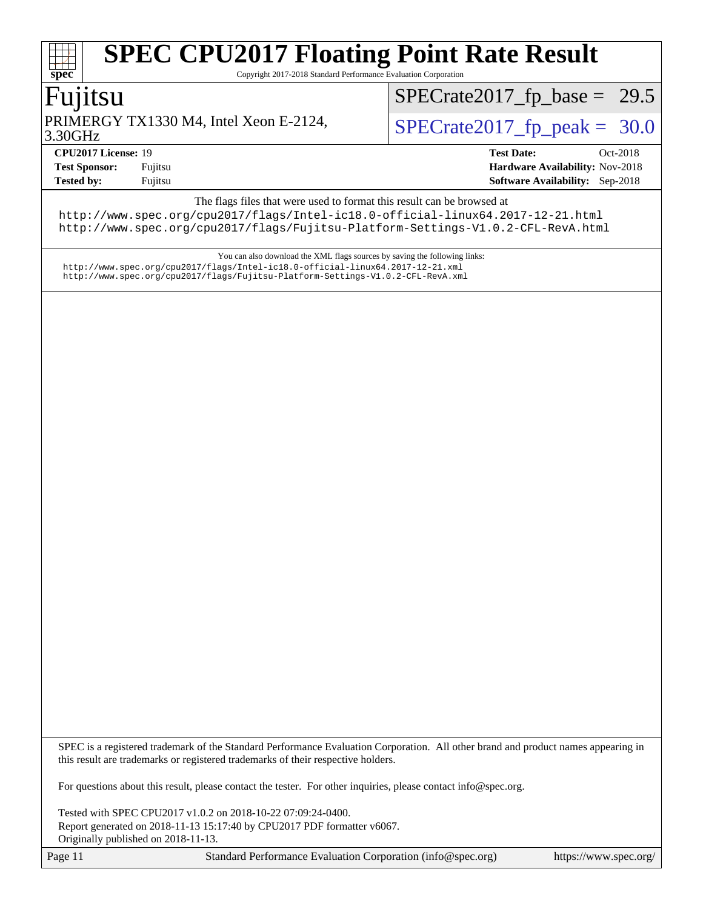The flags files that were used to format this result can be browsed at

http://www.spec.org/cpu2017/flags/Intel-ic18.0-official-linux64.2017-12-21.html
http://www.spec.org/cpu2017/flags/Fujitsu-Platform-Settings-V1.0.2-CFL-RevA.html

You can also download the XML flags sources by saving the following links:

http://www.spec.org/cpu2017/flags/Intel-ic18.0-official-linux64.2017-12-21.xml
http://www.spec.org/cpu2017/flags/Fujitsu-Platform-Settings-V1.0.2-CFL-RevA.xml

SPEC is a registered trademark of the Standard Performance Evaluation Corporation. All other brand and product names appearing in this result are trademarks or registered trademarks of their respective holders.

For questions about this result, please contact the tester. For other inquiries, please contact info@spec.org.

Tested with SPEC CPU2017 v1.0.2 on 2018-10-22 07:09:24-0400.
Report generated on 2018-11-13 15:17:40 by CPU2017 PDF formatter v6067.
Originally published on 2018-11-13.